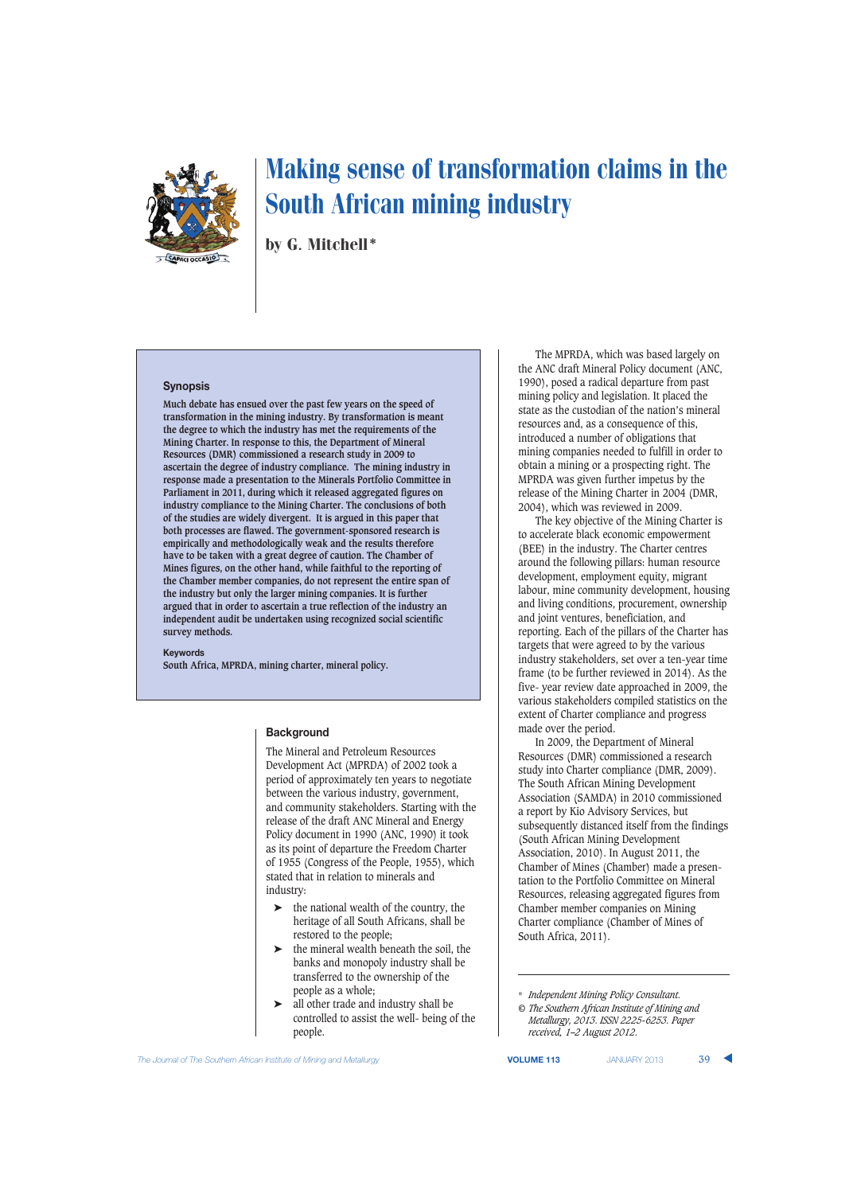# Making sense of transformation claims in the South African mining industry

by G. Mitchell*

## Synopsis

Much debate has ensued over the past few years on the speed of transformation in the mining industry. By transformation is meant the degree to which the industry has met the requirements of the Mining Charter. In response to this, the Department of Mineral Resources (DMR) commissioned a research study in 2009 to ascertain the degree of industry compliance. The mining industry in response made a presentation to the Minerals Portfolio Committee in Parliament in 2011, during which it released aggregated figures on industry compliance to the Mining Charter. The conclusions of both of the studies are widely divergent. It is argued in this paper that both processes are flawed. The government-sponsored research is empirically and methodologically weak and the results therefore have to be taken with a great degree of caution. The Chamber of Mines figures, on the other hand, while faithful to the reporting of the Chamber member companies, do not represent the entire span of the industry but only the larger mining companies. It is further argued that in order to ascertain a true reflection of the industry an independent audit be undertaken using recognized social scientific survey methods.

**Keywords**

South Africa, MPRDA, mining charter, mineral policy.

## Background

The Mineral and Petroleum Resources Development Act (MPRDA) of 2002 took a period of approximately ten years to negotiate between the various industry, government, and community stakeholders. Starting with the release of the draft ANC Mineral and Energy Policy document in 1990 (ANC, 1990) it took as its point of departure the Freedom Charter of 1955 (Congress of the People, 1955), which stated that in relation to minerals and industry:

- the national wealth of the country, the heritage of all South Africans, shall be restored to the people;
- the mineral wealth beneath the soil, the banks and monopoly industry shall be transferred to the ownership of the people as a whole;
- all other trade and industry shall be controlled to assist the well- being of the people.

The MPRDA, which was based largely on the ANC draft Mineral Policy document (ANC, 1990), posed a radical departure from past mining policy and legislation. It placed the state as the custodian of the nation's mineral resources and, as a consequence of this, introduced a number of obligations that mining companies needed to fulfill in order to obtain a mining or a prospecting right. The MPRDA was given further impetus by the release of the Mining Charter in 2004 (DMR, 2004), which was reviewed in 2009.

The key objective of the Mining Charter is to accelerate black economic empowerment (BEE) in the industry. The Charter centres around the following pillars: human resource development, employment equity, migrant labour, mine community development, housing and living conditions, procurement, ownership and joint ventures, beneficiation, and reporting. Each of the pillars of the Charter has targets that were agreed to by the various industry stakeholders, set over a ten-year time frame (to be further reviewed in 2014). As the five- year review date approached in 2009, the various stakeholders compiled statistics on the extent of Charter compliance and progress made over the period.

In 2009, the Department of Mineral Resources (DMR) commissioned a research study into Charter compliance (DMR, 2009). The South African Mining Development Association (SAMDA) in 2010 commissioned a report by Kio Advisory Services, but subsequently distanced itself from the findings (South African Mining Development Association, 2010). In August 2011, the Chamber of Mines (Chamber) made a presentation to the Portfolio Committee on Mineral Resources, releasing aggregated figures from Chamber member companies on Mining Charter compliance (Chamber of Mines of South Africa, 2011).

---

\* *Independent Mining Policy Consultant.*

© *The Southern African Institute of Mining and Metallurgy, 2013. ISSN 2225-6253. Paper received, 1–2 August 2012.*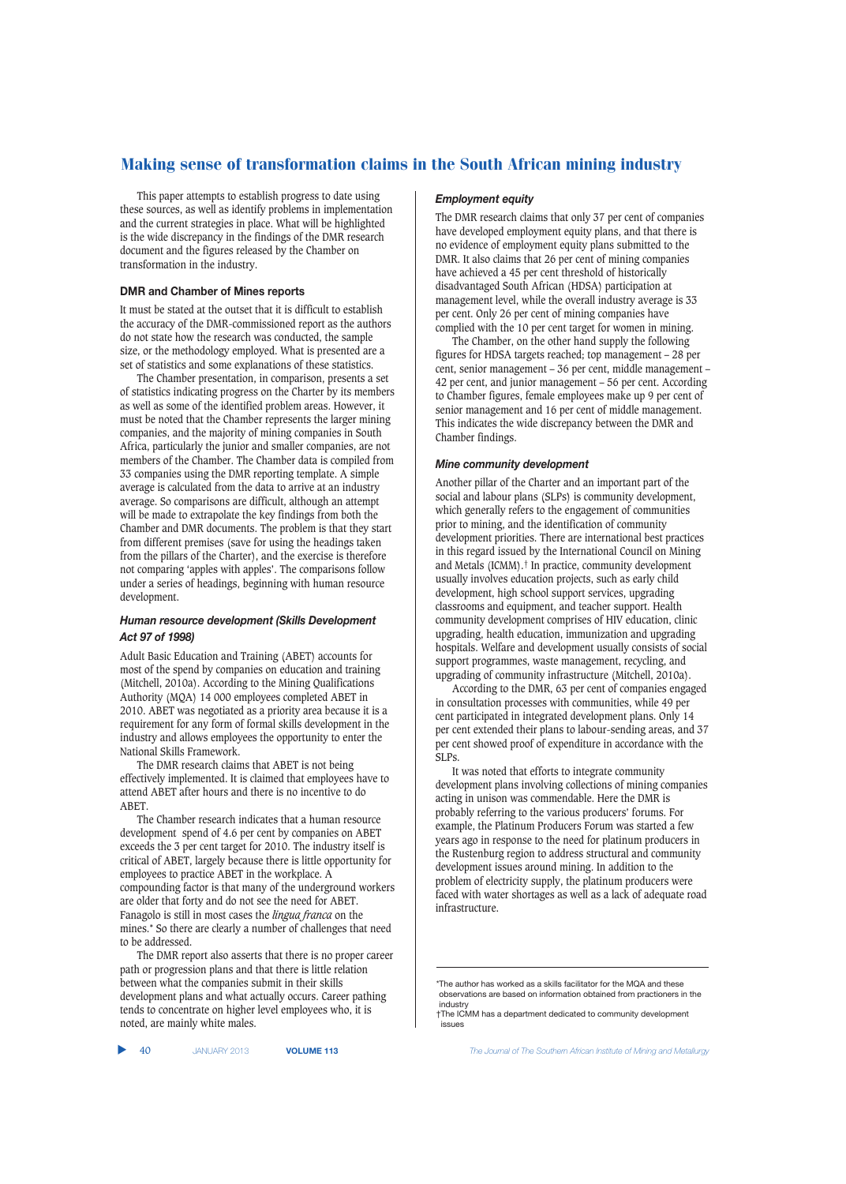This paper attempts to establish progress to date using these sources, as well as identify problems in implementation and the current strategies in place. What will be highlighted is the wide discrepancy in the findings of the DMR research document and the figures released by the Chamber on transformation in the industry.

### DMR and Chamber of Mines reports

It must be stated at the outset that it is difficult to establish the accuracy of the DMR-commissioned report as the authors do not state how the research was conducted, the sample size, or the methodology employed. What is presented are a set of statistics and some explanations of these statistics.

The Chamber presentation, in comparison, presents a set of statistics indicating progress on the Charter by its members as well as some of the identified problem areas. However, it must be noted that the Chamber represents the larger mining companies, and the majority of mining companies in South Africa, particularly the junior and smaller companies, are not members of the Chamber. The Chamber data is compiled from 33 companies using the DMR reporting template. A simple average is calculated from the data to arrive at an industry average. So comparisons are difficult, although an attempt will be made to extrapolate the key findings from both the Chamber and DMR documents. The problem is that they start from different premises (save for using the headings taken from the pillars of the Charter), and the exercise is therefore not comparing 'apples with apples'. The comparisons follow under a series of headings, beginning with human resource development.

### *Human resource development (Skills Development Act 97 of 1998)*

Adult Basic Education and Training (ABET) accounts for most of the spend by companies on education and training (Mitchell, 2010a). According to the Mining Qualifications Authority (MQA) 14 000 employees completed ABET in 2010. ABET was negotiated as a priority area because it is a requirement for any form of formal skills development in the industry and allows employees the opportunity to enter the National Skills Framework.

The DMR research claims that ABET is not being effectively implemented. It is claimed that employees have to attend ABET after hours and there is no incentive to do ABET.

The Chamber research indicates that a human resource development spend of 4.6 per cent by companies on ABET exceeds the 3 per cent target for 2010. The industry itself is critical of ABET, largely because there is little opportunity for employees to practice ABET in the workplace. A compounding factor is that many of the underground workers are older that forty and do not see the need for ABET. Fanagolo is still in most cases the *lingua franca* on the mines.* So there are clearly a number of challenges that need to be addressed.

The DMR report also asserts that there is no proper career path or progression plans and that there is little relation between what the companies submit in their skills development plans and what actually occurs. Career pathing tends to concentrate on higher level employees who, it is noted, are mainly white males.

### *Employment equity*

The DMR research claims that only 37 per cent of companies have developed employment equity plans, and that there is no evidence of employment equity plans submitted to the DMR. It also claims that 26 per cent of mining companies have achieved a 45 per cent threshold of historically disadvantaged South African (HDSA) participation at management level, while the overall industry average is 33 per cent. Only 26 per cent of mining companies have complied with the 10 per cent target for women in mining.

The Chamber, on the other hand supply the following figures for HDSA targets reached; top management – 28 per cent, senior management – 36 per cent, middle management – 42 per cent, and junior management – 56 per cent. According to Chamber figures, female employees make up 9 per cent of senior management and 16 per cent of middle management. This indicates the wide discrepancy between the DMR and Chamber findings.

### *Mine community development*

Another pillar of the Charter and an important part of the social and labour plans (SLPs) is community development, which generally refers to the engagement of communities prior to mining, and the identification of community development priorities. There are international best practices in this regard issued by the International Council on Mining and Metals (ICMM).† In practice, community development usually involves education projects, such as early child development, high school support services, upgrading classrooms and equipment, and teacher support. Health community development comprises of HIV education, clinic upgrading, health education, immunization and upgrading hospitals. Welfare and development usually consists of social support programmes, waste management, recycling, and upgrading of community infrastructure (Mitchell, 2010a).

According to the DMR, 63 per cent of companies engaged in consultation processes with communities, while 49 per cent participated in integrated development plans. Only 14 per cent extended their plans to labour-sending areas, and 37 per cent showed proof of expenditure in accordance with the SLPs.

It was noted that efforts to integrate community development plans involving collections of mining companies acting in unison was commendable. Here the DMR is probably referring to the various producers' forums. For example, the Platinum Producers Forum was started a few years ago in response to the need for platinum producers in the Rustenburg region to address structural and community development issues around mining. In addition to the problem of electricity supply, the platinum producers were faced with water shortages as well as a lack of adequate road infrastructure.

---

*The author has worked as a skills facilitator for the MQA and these observations are based on information obtained from practioners in the industry

†The ICMM has a department dedicated to community development issues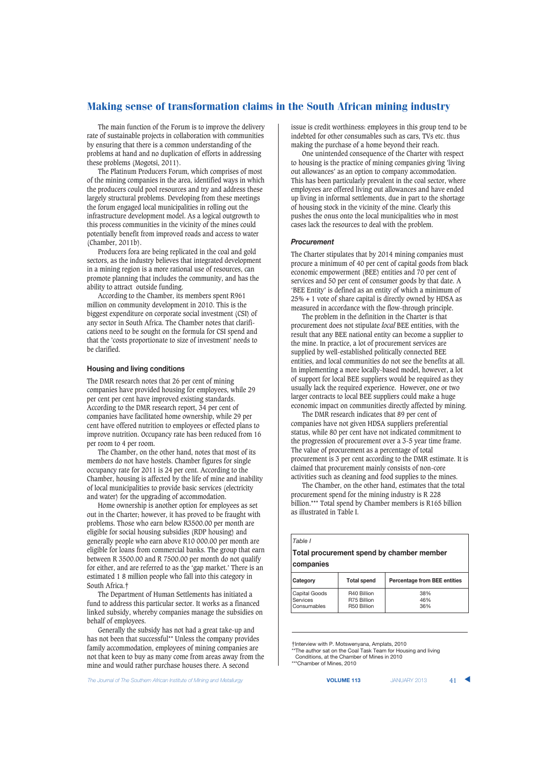The main function of the Forum is to improve the delivery rate of sustainable projects in collaboration with communities by ensuring that there is a common understanding of the problems at hand and no duplication of efforts in addressing these problems (Mogotsi, 2011).

The Platinum Producers Forum, which comprises of most of the mining companies in the area, identified ways in which the producers could pool resources and try and address these largely structural problems. Developing from these meetings the forum engaged local municipalities in rolling out the infrastructure development model. As a logical outgrowth to this process communities in the vicinity of the mines could potentially benefit from improved roads and access to water (Chamber, 2011b).

Producers fora are being replicated in the coal and gold sectors, as the industry believes that integrated development in a mining region is a more rational use of resources, can promote planning that includes the community, and has the ability to attract outside funding.

According to the Chamber, its members spent R961 million on community development in 2010. This is the biggest expenditure on corporate social investment (CSI) of any sector in South Africa. The Chamber notes that clarifications need to be sought on the formula for CSI spend and that the 'costs proportionate to size of investment' needs to be clarified.

### Housing and living conditions

The DMR research notes that 26 per cent of mining companies have provided housing for employees, while 29 per cent per cent have improved existing standards. According to the DMR research report, 34 per cent of companies have facilitated home ownership, while 29 per cent have offered nutrition to employees or effected plans to improve nutrition. Occupancy rate has been reduced from 16 per room to 4 per room.

The Chamber, on the other hand, notes that most of its members do not have hostels. Chamber figures for single occupancy rate for 2011 is 24 per cent. According to the Chamber, housing is affected by the life of mine and inability of local municipalities to provide basic services (electricity and water) for the upgrading of accommodation.

Home ownership is another option for employees as set out in the Charter; however, it has proved to be fraught with problems. Those who earn below R3500.00 per month are eligible for social housing subsidies (RDP housing) and generally people who earn above R10 000.00 per month are eligible for loans from commercial banks. The group that earn between R 3500.00 and R 7500.00 per month do not qualify for either, and are referred to as the 'gap market.' There is an estimated 1 8 million people who fall into this category in South Africa.†

The Department of Human Settlements has initiated a fund to address this particular sector. It works as a financed linked subsidy, whereby companies manage the subsidies on behalf of employees.

Generally the subsidy has not had a great take-up and has not been that successful** Unless the company provides family accommodation, employees of mining companies are not that keen to buy as many come from areas away from the mine and would rather purchase houses there. A second issue is credit worthiness: employees in this group tend to be indebted for other consumables such as cars, TVs etc. thus making the purchase of a home beyond their reach.

One unintended consequence of the Charter with respect to housing is the practice of mining companies giving 'living out allowances' as an option to company accommodation. This has been particularly prevalent in the coal sector, where employees are offered living out allowances and have ended up living in informal settlements, due in part to the shortage of housing stock in the vicinity of the mine. Clearly this pushes the onus onto the local municipalities who in most cases lack the resources to deal with the problem.

### *Procurement*

The Charter stipulates that by 2014 mining companies must procure a minimum of 40 per cent of capital goods from black economic empowerment (BEE) entities and 70 per cent of services and 50 per cent of consumer goods by that date. A 'BEE Entity' is defined as an entity of which a minimum of 25% + 1 vote of share capital is directly owned by HDSA as measured in accordance with the flow-through principle.

The problem in the definition in the Charter is that procurement does not stipulate *local* BEE entities, with the result that any BEE national entity can become a supplier to the mine. In practice, a lot of procurement services are supplied by well-established politically connected BEE entities, and local communities do not see the benefits at all. In implementing a more locally-based model, however, a lot of support for local BEE suppliers would be required as they usually lack the required experience. However, one or two larger contracts to local BEE suppliers could make a huge economic impact on communities directly affected by mining.

The DMR research indicates that 89 per cent of companies have not given HDSA suppliers preferential status, while 80 per cent have not indicated commitment to the progression of procurement over a 3-5 year time frame. The value of procurement as a percentage of total procurement is 3 per cent according to the DMR estimate. It is claimed that procurement mainly consists of non-core activities such as cleaning and food supplies to the mines.

The Chamber, on the other hand, estimates that the total procurement spend for the mining industry is R 228 billion.*** Total spend by Chamber members is R165 billion as illustrated in Table I.

*Table I*

**Total procurement spend by chamber member companies**

| Category | Total spend | Percentage from BEE entities |
|---|---|---|
| Capital Goods | R40 Billion | 38% |
| Services | R75 Billion | 46% |
| Consumables | R50 Billion | 36% |

†Interview with P. Motswenyana, Amplats, 2010

**The author sat on the Coal Task Team for Housing and living Conditions, at the Chamber of Mines in 2010

***Chamber of Mines, 2010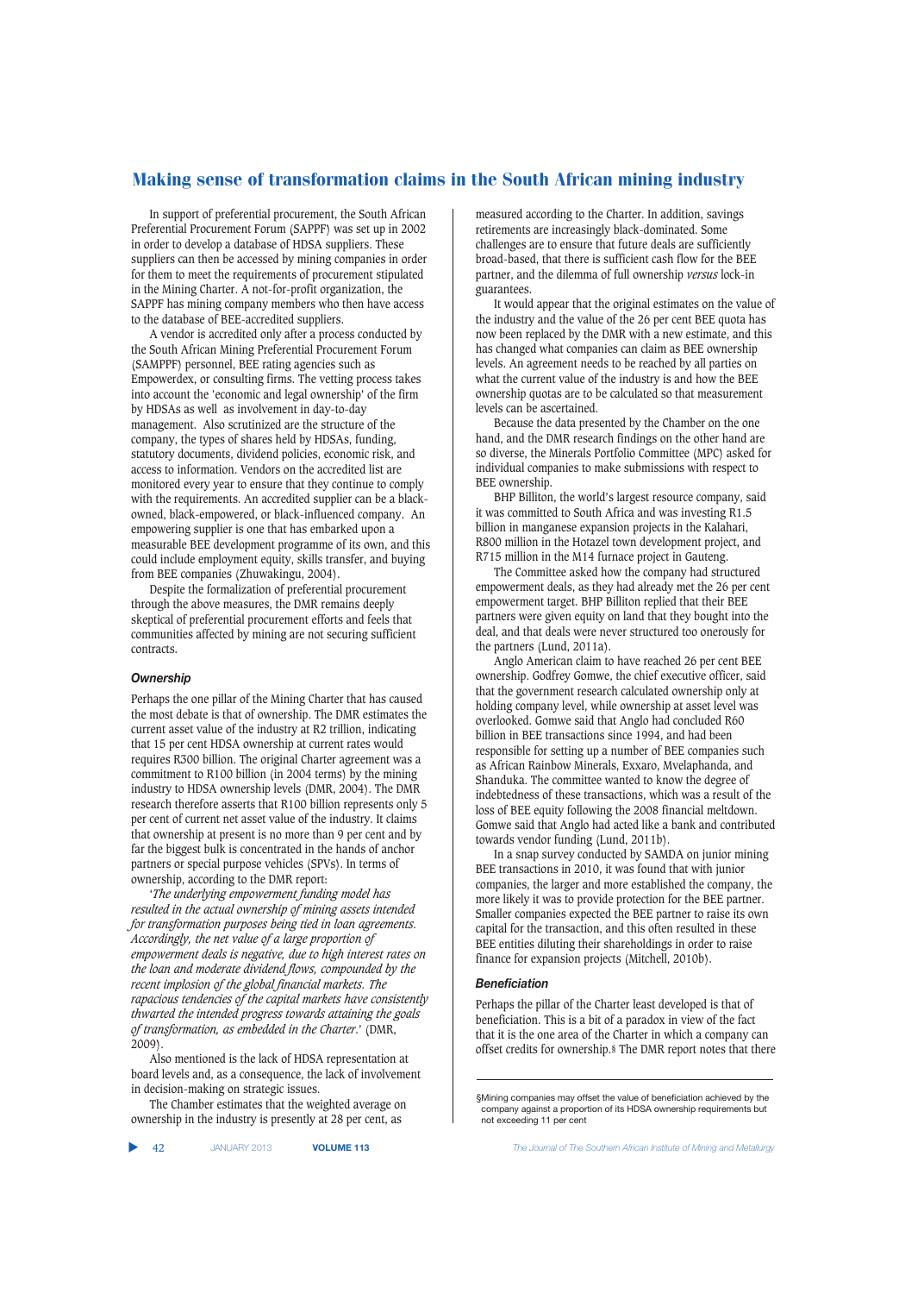In support of preferential procurement, the South African Preferential Procurement Forum (SAPPF) was set up in 2002 in order to develop a database of HDSA suppliers. These suppliers can then be accessed by mining companies in order for them to meet the requirements of procurement stipulated in the Mining Charter. A not-for-profit organization, the SAPPF has mining company members who then have access to the database of BEE-accredited suppliers.

A vendor is accredited only after a process conducted by the South African Mining Preferential Procurement Forum (SAMPPF) personnel, BEE rating agencies such as Empowerdex, or consulting firms. The vetting process takes into account the 'economic and legal ownership' of the firm by HDSAs as well as involvement in day-to-day management. Also scrutinized are the structure of the company, the types of shares held by HDSAs, funding, statutory documents, dividend policies, economic risk, and access to information. Vendors on the accredited list are monitored every year to ensure that they continue to comply with the requirements. An accredited supplier can be a black-owned, black-empowered, or black-influenced company. An empowering supplier is one that has embarked upon a measurable BEE development programme of its own, and this could include employment equity, skills transfer, and buying from BEE companies (Zhuwakingu, 2004).

Despite the formalization of preferential procurement through the above measures, the DMR remains deeply skeptical of preferential procurement efforts and feels that communities affected by mining are not securing sufficient contracts.

### *Ownership*

Perhaps the one pillar of the Mining Charter that has caused the most debate is that of ownership. The DMR estimates the current asset value of the industry at R2 trillion, indicating that 15 per cent HDSA ownership at current rates would requires R300 billion. The original Charter agreement was a commitment to R100 billion (in 2004 terms) by the mining industry to HDSA ownership levels (DMR, 2004). The DMR research therefore asserts that R100 billion represents only 5 per cent of current net asset value of the industry. It claims that ownership at present is no more than 9 per cent and by far the biggest bulk is concentrated in the hands of anchor partners or special purpose vehicles (SPVs). In terms of ownership, according to the DMR report:

'*The underlying empowerment funding model has resulted in the actual ownership of mining assets intended for transformation purposes being tied in loan agreements. Accordingly, the net value of a large proportion of empowerment deals is negative, due to high interest rates on the loan and moderate dividend flows, compounded by the recent implosion of the global financial markets. The rapacious tendencies of the capital markets have consistently thwarted the intended progress towards attaining the goals of transformation, as embedded in the Charter*.' (DMR, 2009).

Also mentioned is the lack of HDSA representation at board levels and, as a consequence, the lack of involvement in decision-making on strategic issues.

The Chamber estimates that the weighted average on ownership in the industry is presently at 28 per cent, as measured according to the Charter. In addition, savings retirements are increasingly black-dominated. Some challenges are to ensure that future deals are sufficiently broad-based, that there is sufficient cash flow for the BEE partner, and the dilemma of full ownership *versus* lock-in guarantees.

It would appear that the original estimates on the value of the industry and the value of the 26 per cent BEE quota has now been replaced by the DMR with a new estimate, and this has changed what companies can claim as BEE ownership levels. An agreement needs to be reached by all parties on what the current value of the industry is and how the BEE ownership quotas are to be calculated so that measurement levels can be ascertained.

Because the data presented by the Chamber on the one hand, and the DMR research findings on the other hand are so diverse, the Minerals Portfolio Committee (MPC) asked for individual companies to make submissions with respect to BEE ownership.

BHP Billiton, the world's largest resource company, said it was committed to South Africa and was investing R1.5 billion in manganese expansion projects in the Kalahari, R800 million in the Hotazel town development project, and R715 million in the M14 furnace project in Gauteng.

The Committee asked how the company had structured empowerment deals, as they had already met the 26 per cent empowerment target. BHP Billiton replied that their BEE partners were given equity on land that they bought into the deal, and that deals were never structured too onerously for the partners (Lund, 2011a).

Anglo American claim to have reached 26 per cent BEE ownership. Godfrey Gomwe, the chief executive officer, said that the government research calculated ownership only at holding company level, while ownership at asset level was overlooked. Gomwe said that Anglo had concluded R60 billion in BEE transactions since 1994, and had been responsible for setting up a number of BEE companies such as African Rainbow Minerals, Exxaro, Mvelaphanda, and Shanduka. The committee wanted to know the degree of indebtedness of these transactions, which was a result of the loss of BEE equity following the 2008 financial meltdown. Gomwe said that Anglo had acted like a bank and contributed towards vendor funding (Lund, 2011b).

In a snap survey conducted by SAMDA on junior mining BEE transactions in 2010, it was found that with junior companies, the larger and more established the company, the more likely it was to provide protection for the BEE partner. Smaller companies expected the BEE partner to raise its own capital for the transaction, and this often resulted in these BEE entities diluting their shareholdings in order to raise finance for expansion projects (Mitchell, 2010b).

### *Beneficiation*

Perhaps the pillar of the Charter least developed is that of beneficiation. This is a bit of a paradox in view of the fact that it is the one area of the Charter in which a company can offset credits for ownership.§ The DMR report notes that there

§Mining companies may offset the value of beneficiation achieved by the company against a proportion of its HDSA ownership requirements but not exceeding 11 per cent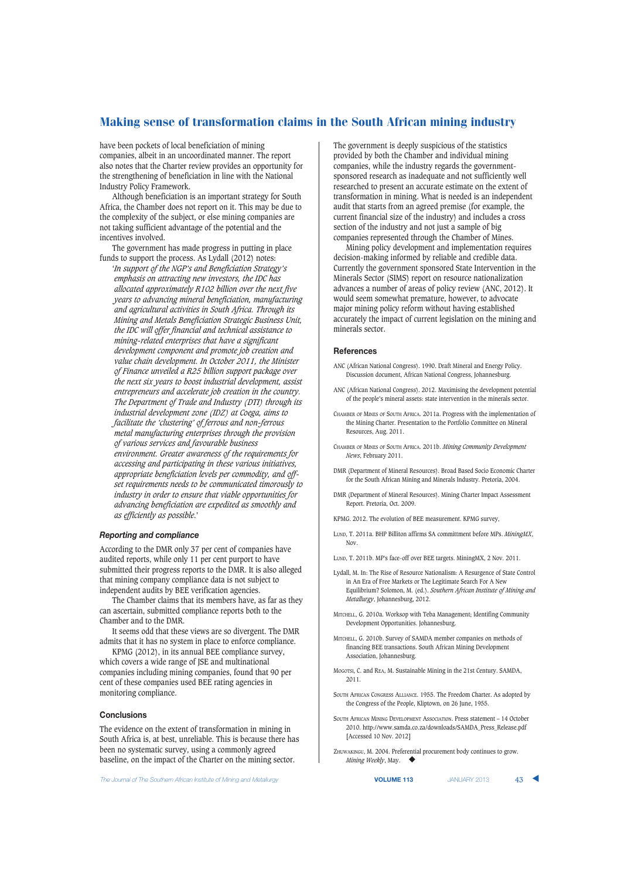have been pockets of local beneficiation of mining companies, albeit in an uncoordinated manner. The report also notes that the Charter review provides an opportunity for the strengthening of beneficiation in line with the National Industry Policy Framework.

Although beneficiation is an important strategy for South Africa, the Chamber does not report on it. This may be due to the complexity of the subject, or else mining companies are not taking sufficient advantage of the potential and the incentives involved.

The government has made progress in putting in place funds to support the process. As Lydall (2012) notes:

*'In support of the NGP's and Beneficiation Strategy's emphasis on attracting new investors, the IDC has allocated approximately R102 billion over the next five years to advancing mineral beneficiation, manufacturing and agricultural activities in South Africa. Through its Mining and Metals Beneficiation Strategic Business Unit, the IDC will offer financial and technical assistance to mining-related enterprises that have a significant development component and promote job creation and value chain development. In October 2011, the Minister of Finance unveiled a R25 billion support package over the next six years to boost industrial development, assist entrepreneurs and accelerate job creation in the country. The Department of Trade and Industry (DTI) through its industrial development zone (IDZ) at Coega, aims to facilitate the 'clustering' of ferrous and non-ferrous metal manufacturing enterprises through the provision of various services and favourable business environment. Greater awareness of the requirements for accessing and participating in these various initiatives, appropriate beneficiation levels per commodity, and off-set requirements needs to be communicated timorously to industry in order to ensure that viable opportunities for advancing beneficiation are expedited as smoothly and as efficiently as possible.'*

### Reporting and compliance

According to the DMR only 37 per cent of companies have audited reports, while only 11 per cent purport to have submitted their progress reports to the DMR. It is also alleged that mining company compliance data is not subject to independent audits by BEE verification agencies.

The Chamber claims that its members have, as far as they can ascertain, submitted compliance reports both to the Chamber and to the DMR.

It seems odd that these views are so divergent. The DMR admits that it has no system in place to enforce compliance.

KPMG (2012), in its annual BEE compliance survey, which covers a wide range of JSE and multinational companies including mining companies, found that 90 per cent of these companies used BEE rating agencies in monitoring compliance.

### Conclusions

The evidence on the extent of transformation in mining in South Africa is, at best, unreliable. This is because there has been no systematic survey, using a commonly agreed baseline, on the impact of the Charter on the mining sector. The government is deeply suspicious of the statistics provided by both the Chamber and individual mining companies, while the industry regards the government-sponsored research as inadequate and not sufficiently well researched to present an accurate estimate on the extent of transformation in mining. What is needed is an independent audit that starts from an agreed premise (for example, the current financial size of the industry) and includes a cross section of the industry and not just a sample of big companies represented through the Chamber of Mines.

Mining policy development and implementation requires decision-making informed by reliable and credible data. Currently the government sponsored State Intervention in the Minerals Sector (SIMS) report on resource nationalization advances a number of areas of policy review (ANC, 2012). It would seem somewhat premature, however, to advocate major mining policy reform without having established accurately the impact of current legislation on the mining and minerals sector.

### References

ANC (African National Congress). 1990. Draft Mineral and Energy Policy. Discussion document, African National Congress, Johannesburg.

ANC (African National Congress). 2012. Maximising the development potential of the people's mineral assets: state intervention in the minerals sector.

Chamber of Mines of South Africa. 2011a. Progress with the implementation of the Mining Charter. Presentation to the Portfolio Committee on Mineral Resources, Aug. 2011.

Chamber of Mines of South Africa. 2011b. *Mining Community Development News*, February 2011.

DMR (Department of Mineral Resources). Broad Based Socio Economic Charter for the South African Mining and Minerals Industry. Pretoria, 2004.

DMR (Department of Mineral Resources). Mining Charter Impact Assessment Report. Pretoria, Oct. 2009.

KPMG. 2012. The evolution of BEE measurement. KPMG survey,

Lund, T. 2011a. BHP Billiton affirms SA committment before MPs. *MiningMX*, Nov.

Lund, T. 2011b. MP's face-off over BEE targets. MiningMX, 2 Nov. 2011.

Lydall, M. In: The Rise of Resource Nationalism: A Resurgence of State Control in An Era of Free Markets or The Legitimate Search For A New Equilibrium? Solomon, M. (ed.). *Southern African Institute of Mining and Metallurgy*, Johannesburg, 2012.

Mitchell, G. 2010a. Workshop with Teba Management; Identifing Community Development Opportunities. Johannesburg.

Mitchell, G. 2010b. Survey of SAMDA member companies on methods of financing BEE transactions. South African Mining Development Association, Johannesburg.

Mogotsi, C. and Rea, M. Sustainable Mining in the 21st Century. SAMDA, 2011.

South African Congress Alliance. 1955. The Freedom Charter. As adopted by the Congress of the People, Kliptown, on 26 June, 1955.

South African Mining Development Association. Press statement – 14 October 2010. http://www.samda.co.za/downloads/SAMDA_Press_Release.pdf [Accessed 10 Nov. 2012]

Zhuwakingu, M. 2004. Preferential procurement body continues to grow. *Mining Weekly*, May. ◆